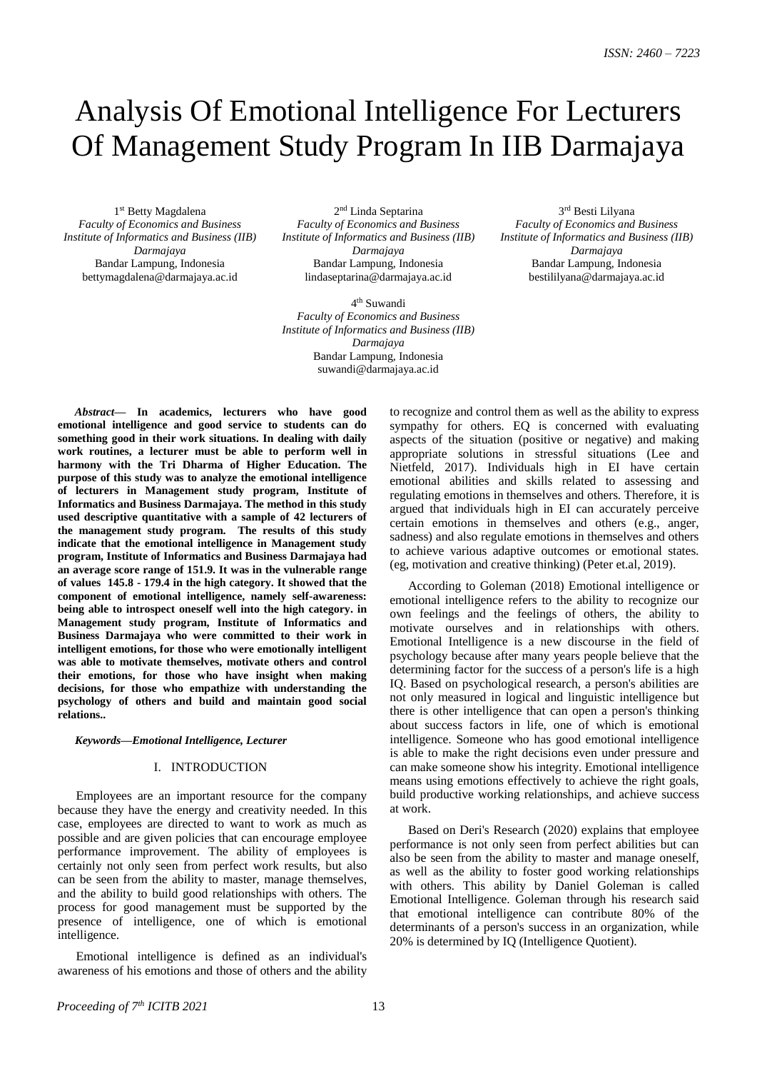# Analysis Of Emotional Intelligence For Lecturers Of Management Study Program In IIB Darmajaya

1st Betty Magdalena
*Faculty of Economics and Business*
*Institute of Informatics and Business (IIB) Darmajaya*
Bandar Lampung, Indonesia
bettymagdalena@darmajaya.ac.id

2nd Linda Septarina
*Faculty of Economics and Business*
*Institute of Informatics and Business (IIB) Darmajaya*
Bandar Lampung, Indonesia
lindaseptarina@darmajaya.ac.id

3rd Besti Lilyana
*Faculty of Economics and Business*
*Institute of Informatics and Business (IIB) Darmajaya*
Bandar Lampung, Indonesia
bestililyana@darmajaya.ac.id

4th Suwandi
*Faculty of Economics and Business*
*Institute of Informatics and Business (IIB) Darmajaya*
Bandar Lampung, Indonesia
suwandi@darmajaya.ac.id

***Abstract*— In academics, lecturers who have good emotional intelligence and good service to students can do something good in their work situations. In dealing with daily work routines, a lecturer must be able to perform well in harmony with the Tri Dharma of Higher Education. The purpose of this study was to analyze the emotional intelligence of lecturers in Management study program, Institute of Informatics and Business Darmajaya. The method in this study used descriptive quantitative with a sample of 42 lecturers of the management study program. The results of this study indicate that the emotional intelligence in Management study program, Institute of Informatics and Business Darmajaya had an average score range of 151.9. It was in the vulnerable range of values 145.8 - 179.4 in the high category. It showed that the component of emotional intelligence, namely self-awareness: being able to introspect oneself well into the high category. in Management study program, Institute of Informatics and Business Darmajaya who were committed to their work in intelligent emotions, for those who were emotionally intelligent was able to motivate themselves, motivate others and control their emotions, for those who have insight when making decisions, for those who empathize with understanding the psychology of others and build and maintain good social relations..**

***Keywords—Emotional Intelligence, Lecturer***

## I. INTRODUCTION

Employees are an important resource for the company because they have the energy and creativity needed. In this case, employees are directed to want to work as much as possible and are given policies that can encourage employee performance improvement. The ability of employees is certainly not only seen from perfect work results, but also can be seen from the ability to master, manage themselves, and the ability to build good relationships with others. The process for good management must be supported by the presence of intelligence, one of which is emotional intelligence.

Emotional intelligence is defined as an individual's awareness of his emotions and those of others and the ability to recognize and control them as well as the ability to express sympathy for others. EQ is concerned with evaluating aspects of the situation (positive or negative) and making appropriate solutions in stressful situations (Lee and Nietfeld, 2017). Individuals high in EI have certain emotional abilities and skills related to assessing and regulating emotions in themselves and others. Therefore, it is argued that individuals high in EI can accurately perceive certain emotions in themselves and others (e.g., anger, sadness) and also regulate emotions in themselves and others to achieve various adaptive outcomes or emotional states. (eg, motivation and creative thinking) (Peter et.al, 2019).

According to Goleman (2018) Emotional intelligence or emotional intelligence refers to the ability to recognize our own feelings and the feelings of others, the ability to motivate ourselves and in relationships with others. Emotional Intelligence is a new discourse in the field of psychology because after many years people believe that the determining factor for the success of a person's life is a high IQ. Based on psychological research, a person's abilities are not only measured in logical and linguistic intelligence but there is other intelligence that can open a person's thinking about success factors in life, one of which is emotional intelligence. Someone who has good emotional intelligence is able to make the right decisions even under pressure and can make someone show his integrity. Emotional intelligence means using emotions effectively to achieve the right goals, build productive working relationships, and achieve success at work.

Based on Deri's Research (2020) explains that employee performance is not only seen from perfect abilities but can also be seen from the ability to master and manage oneself, as well as the ability to foster good working relationships with others. This ability by Daniel Goleman is called Emotional Intelligence. Goleman through his research said that emotional intelligence can contribute 80% of the determinants of a person's success in an organization, while 20% is determined by IQ (Intelligence Quotient).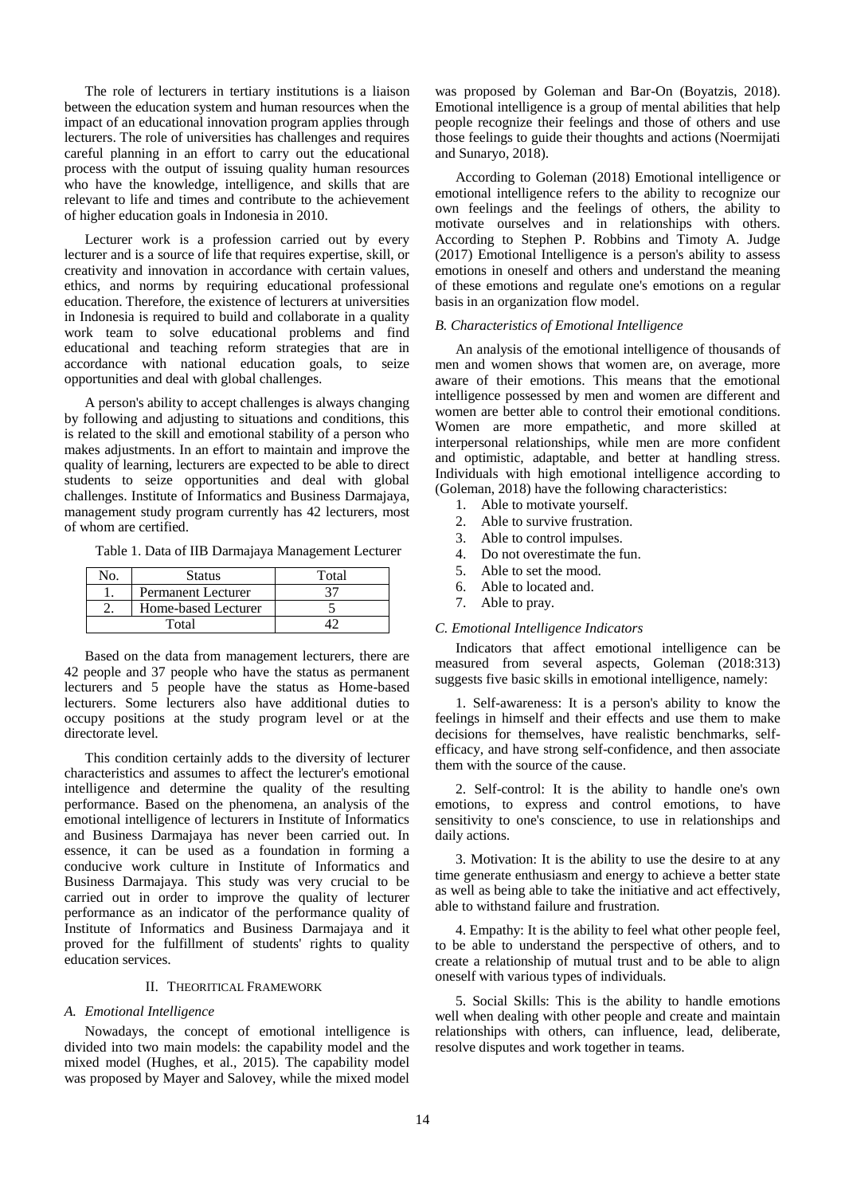The role of lecturers in tertiary institutions is a liaison between the education system and human resources when the impact of an educational innovation program applies through lecturers. The role of universities has challenges and requires careful planning in an effort to carry out the educational process with the output of issuing quality human resources who have the knowledge, intelligence, and skills that are relevant to life and times and contribute to the achievement of higher education goals in Indonesia in 2010.

Lecturer work is a profession carried out by every lecturer and is a source of life that requires expertise, skill, or creativity and innovation in accordance with certain values, ethics, and norms by requiring educational professional education. Therefore, the existence of lecturers at universities in Indonesia is required to build and collaborate in a quality work team to solve educational problems and find educational and teaching reform strategies that are in accordance with national education goals, to seize opportunities and deal with global challenges.

A person's ability to accept challenges is always changing by following and adjusting to situations and conditions, this is related to the skill and emotional stability of a person who makes adjustments. In an effort to maintain and improve the quality of learning, lecturers are expected to be able to direct students to seize opportunities and deal with global challenges. Institute of Informatics and Business Darmajaya, management study program currently has 42 lecturers, most of whom are certified.

Table 1. Data of IIB Darmajaya Management Lecturer

| No. | Status | Total |
|---|---|---|
| 1. | Permanent Lecturer | 37 |
| 2. | Home-based Lecturer | 5 |
| Total | | 42 |

Based on the data from management lecturers, there are 42 people and 37 people who have the status as permanent lecturers and 5 people have the status as Home-based lecturers. Some lecturers also have additional duties to occupy positions at the study program level or at the directorate level.

This condition certainly adds to the diversity of lecturer characteristics and assumes to affect the lecturer's emotional intelligence and determine the quality of the resulting performance. Based on the phenomena, an analysis of the emotional intelligence of lecturers in Institute of Informatics and Business Darmajaya has never been carried out. In essence, it can be used as a foundation in forming a conducive work culture in Institute of Informatics and Business Darmajaya. This study was very crucial to be carried out in order to improve the quality of lecturer performance as an indicator of the performance quality of Institute of Informatics and Business Darmajaya and it proved for the fulfillment of students' rights to quality education services.

## II. Theoritical Framework

### *A. Emotional Intelligence*

Nowadays, the concept of emotional intelligence is divided into two main models: the capability model and the mixed model (Hughes, et al., 2015). The capability model was proposed by Mayer and Salovey, while the mixed model was proposed by Goleman and Bar-On (Boyatzis, 2018). Emotional intelligence is a group of mental abilities that help people recognize their feelings and those of others and use those feelings to guide their thoughts and actions (Noermijati and Sunaryo, 2018).

According to Goleman (2018) Emotional intelligence or emotional intelligence refers to the ability to recognize our own feelings and the feelings of others, the ability to motivate ourselves and in relationships with others. According to Stephen P. Robbins and Timoty A. Judge (2017) Emotional Intelligence is a person's ability to assess emotions in oneself and others and understand the meaning of these emotions and regulate one's emotions on a regular basis in an organization flow model.

### *B. Characteristics of Emotional Intelligence*

An analysis of the emotional intelligence of thousands of men and women shows that women are, on average, more aware of their emotions. This means that the emotional intelligence possessed by men and women are different and women are better able to control their emotional conditions. Women are more empathetic, and more skilled at interpersonal relationships, while men are more confident and optimistic, adaptable, and better at handling stress. Individuals with high emotional intelligence according to (Goleman, 2018) have the following characteristics:

1. Able to motivate yourself.
2. Able to survive frustration.
3. Able to control impulses.
4. Do not overestimate the fun.
5. Able to set the mood.
6. Able to located and.
7. Able to pray.

### *C. Emotional Intelligence Indicators*

Indicators that affect emotional intelligence can be measured from several aspects, Goleman (2018:313) suggests five basic skills in emotional intelligence, namely:

1. Self-awareness: It is a person's ability to know the feelings in himself and their effects and use them to make decisions for themselves, have realistic benchmarks, self-efficacy, and have strong self-confidence, and then associate them with the source of the cause.

2. Self-control: It is the ability to handle one's own emotions, to express and control emotions, to have sensitivity to one's conscience, to use in relationships and daily actions.

3. Motivation: It is the ability to use the desire to at any time generate enthusiasm and energy to achieve a better state as well as being able to take the initiative and act effectively, able to withstand failure and frustration.

4. Empathy: It is the ability to feel what other people feel, to be able to understand the perspective of others, and to create a relationship of mutual trust and to be able to align oneself with various types of individuals.

5. Social Skills: This is the ability to handle emotions well when dealing with other people and create and maintain relationships with others, can influence, lead, deliberate, resolve disputes and work together in teams.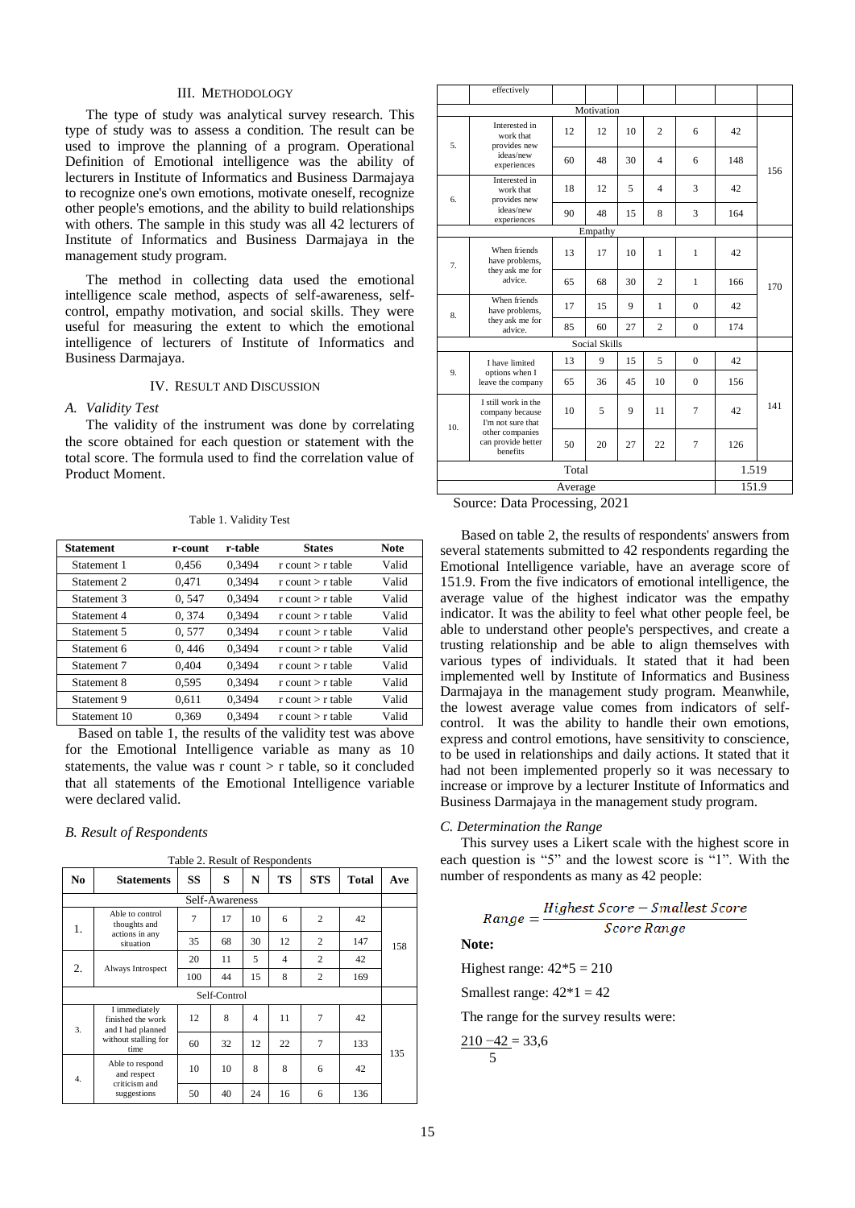## III. METHODOLOGY

The type of study was analytical survey research. This type of study was to assess a condition. The result can be used to improve the planning of a program. Operational Definition of Emotional intelligence was the ability of lecturers in Institute of Informatics and Business Darmajaya to recognize one's own emotions, motivate oneself, recognize other people's emotions, and the ability to build relationships with others. The sample in this study was all 42 lecturers of Institute of Informatics and Business Darmajaya in the management study program.

The method in collecting data used the emotional intelligence scale method, aspects of self-awareness, self-control, empathy motivation, and social skills. They were useful for measuring the extent to which the emotional intelligence of lecturers of Institute of Informatics and Business Darmajaya.

## IV. RESULT AND DISCUSSION

### *A. Validity Test*

The validity of the instrument was done by correlating the score obtained for each question or statement with the total score. The formula used to find the correlation value of Product Moment.

Table 1. Validity Test

| Statement | r-count | r-table | States | Note |
|---|---|---|---|---|
| Statement 1 | 0,456 | 0,3494 | r count > r table | Valid |
| Statement 2 | 0,471 | 0,3494 | r count > r table | Valid |
| Statement 3 | 0, 547 | 0,3494 | r count > r table | Valid |
| Statement 4 | 0, 374 | 0,3494 | r count > r table | Valid |
| Statement 5 | 0, 577 | 0,3494 | r count > r table | Valid |
| Statement 6 | 0, 446 | 0,3494 | r count > r table | Valid |
| Statement 7 | 0,404 | 0,3494 | r count > r table | Valid |
| Statement 8 | 0,595 | 0,3494 | r count > r table | Valid |
| Statement 9 | 0,611 | 0,3494 | r count > r table | Valid |
| Statement 10 | 0,369 | 0,3494 | r count > r table | Valid |

Based on table 1, the results of the validity test was above for the Emotional Intelligence variable as many as 10 statements, the value was r count > r table, so it concluded that all statements of the Emotional Intelligence variable were declared valid.

### *B. Result of Respondents*

Table 2. Result of Respondents

| No | Statements | SS | S | N | TS | STS | Total | Ave |
|---|---|---|---|---|---|---|---|---|
| | | | Self-Awareness | | | | | |
| 1. | Able to control thoughts and actions in any situation | 7 | 17 | 10 | 6 | 2 | 42 | 158 |
| | | 35 | 68 | 30 | 12 | 2 | 147 | |
| 2. | Always Introspect | 20 | 11 | 5 | 4 | 2 | 42 | |
| | | 100 | 44 | 15 | 8 | 2 | 169 | |
| | | | Self-Control | | | | | |
| 3. | I immediately finished the work and I had planned without stalling for time | 12 | 8 | 4 | 11 | 7 | 42 | 135 |
| | | 60 | 32 | 12 | 22 | 7 | 133 | |
| 4. | Able to respond and respect criticism and suggestions effectively | 10 | 10 | 8 | 8 | 6 | 42 | |
| | | 50 | 40 | 24 | 16 | 6 | 136 | |
| | | | Motivation | | | | | |
| 5. | Interested in work that provides new ideas/new experiences | 12 | 12 | 10 | 2 | 6 | 42 | 156 |
| | | 60 | 48 | 30 | 4 | 6 | 148 | |
| 6. | Interested in work that provides new ideas/new experiences | 18 | 12 | 5 | 4 | 3 | 42 | |
| | | 90 | 48 | 15 | 8 | 3 | 164 | |
| | | | Empathy | | | | | |
| 7. | When friends have problems, they ask me for advice. | 13 | 17 | 10 | 1 | 1 | 42 | 170 |
| | | 65 | 68 | 30 | 2 | 1 | 166 | |
| 8. | When friends have problems, they ask me for advice. | 17 | 15 | 9 | 1 | 0 | 42 | |
| | | 85 | 60 | 27 | 2 | 0 | 174 | |
| | | | Social Skills | | | | | |
| 9. | I have limited options when I leave the company | 13 | 9 | 15 | 5 | 0 | 42 | 141 |
| | | 65 | 36 | 45 | 10 | 0 | 156 | |
| 10. | I still work in the company because I'm not sure that other companies can provide better benefits | 10 | 5 | 9 | 11 | 7 | 42 | |
| | | 50 | 20 | 27 | 22 | 7 | 126 | |
| | Total | | | | | | | 1.519 |
| | Average | | | | | | | 151.9 |

Source: Data Processing, 2021

Based on table 2, the results of respondents' answers from several statements submitted to 42 respondents regarding the Emotional Intelligence variable, have an average score of 151.9. From the five indicators of emotional intelligence, the average value of the highest indicator was the empathy indicator. It was the ability to feel what other people feel, be able to understand other people's perspectives, and create a trusting relationship and be able to align themselves with various types of individuals. It stated that it had been implemented well by Institute of Informatics and Business Darmajaya in the management study program. Meanwhile, the lowest average value comes from indicators of self-control. It was the ability to handle their own emotions, express and control emotions, have sensitivity to conscience, to be used in relationships and daily actions. It stated that it had not been implemented properly so it was necessary to increase or improve by a lecturer Institute of Informatics and Business Darmajaya in the management study program.

### *C. Determination the Range*

This survey uses a Likert scale with the highest score in each question is "5" and the lowest score is "1". With the number of respondents as many as 42 people:

$$Range = \frac{Highest\ Score - Smallest\ Score}{Score\ Range}$$

**Note:**

Highest range: $42*5 = 210$

Smallest range: $42*1 = 42$

The range for the survey results were:

$$\frac{210 - 42}{5} = 33{,}6$$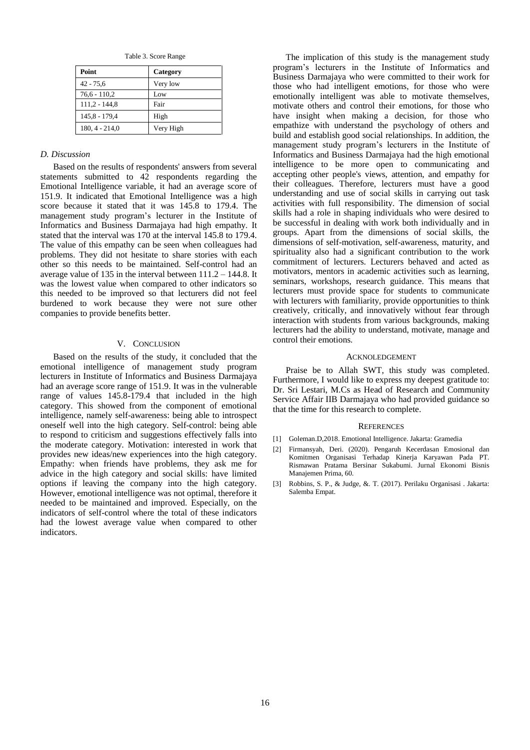Table 3. Score Range

| Point | Category |
|---|---|
| 42 - 75,6 | Very low |
| 76,6 - 110,2 | Low |
| 111,2 - 144,8 | Fair |
| 145,8 - 179,4 | High |
| 180, 4 - 214,0 | Very High |

### *D. Discussion*

Based on the results of respondents' answers from several statements submitted to 42 respondents regarding the Emotional Intelligence variable, it had an average score of 151.9. It indicated that Emotional Intelligence was a high score because it stated that it was 145.8 to 179.4. The management study program's lecturer in the Institute of Informatics and Business Darmajaya had high empathy. It stated that the interval was 170 at the interval 145.8 to 179.4. The value of this empathy can be seen when colleagues had problems. They did not hesitate to share stories with each other so this needs to be maintained. Self-control had an average value of 135 in the interval between 111.2 – 144.8. It was the lowest value when compared to other indicators so this needed to be improved so that lecturers did not feel burdened to work because they were not sure other companies to provide benefits better.

## V. Conclusion

Based on the results of the study, it concluded that the emotional intelligence of management study program lecturers in Institute of Informatics and Business Darmajaya had an average score range of 151.9. It was in the vulnerable range of values 145.8-179.4 that included in the high category. This showed from the component of emotional intelligence, namely self-awareness: being able to introspect oneself well into the high category. Self-control: being able to respond to criticism and suggestions effectively falls into the moderate category. Motivation: interested in work that provides new ideas/new experiences into the high category. Empathy: when friends have problems, they ask me for advice in the high category and social skills: have limited options if leaving the company into the high category. However, emotional intelligence was not optimal, therefore it needed to be maintained and improved. Especially, on the indicators of self-control where the total of these indicators had the lowest average value when compared to other indicators.

The implication of this study is the management study program's lecturers in the Institute of Informatics and Business Darmajaya who were committed to their work for those who had intelligent emotions, for those who were emotionally intelligent was able to motivate themselves, motivate others and control their emotions, for those who have insight when making a decision, for those who empathize with understand the psychology of others and build and establish good social relationships. In addition, the management study program's lecturers in the Institute of Informatics and Business Darmajaya had the high emotional intelligence to be more open to communicating and accepting other people's views, attention, and empathy for their colleagues. Therefore, lecturers must have a good understanding and use of social skills in carrying out task activities with full responsibility. The dimension of social skills had a role in shaping individuals who were desired to be successful in dealing with work both individually and in groups. Apart from the dimensions of social skills, the dimensions of self-motivation, self-awareness, maturity, and spirituality also had a significant contribution to the work commitment of lecturers. Lecturers behaved and acted as motivators, mentors in academic activities such as learning, seminars, workshops, research guidance. This means that lecturers must provide space for students to communicate with lecturers with familiarity, provide opportunities to think creatively, critically, and innovatively without fear through interaction with students from various backgrounds, making lecturers had the ability to understand, motivate, manage and control their emotions.

## Acknowledgement

Praise be to Allah SWT, this study was completed. Furthermore, I would like to express my deepest gratitude to: Dr. Sri Lestari, M.Cs as Head of Research and Community Service Affair IIB Darmajaya who had provided guidance so that the time for this research to complete.

## References

[1] Goleman.D,2018. Emotional Intelligence. Jakarta: Gramedia

[2] Firmansyah, Deri. (2020). Pengaruh Kecerdasan Emosional dan Komitmen Organisasi Terhadap Kinerja Karyawan Pada PT. Rismawan Pratama Bersinar Sukabumi. Jurnal Ekonomi Bisnis Manajemen Prima, 60.

[3] Robbins, S. P., & Judge, &. T. (2017). Perilaku Organisasi . Jakarta: Salemba Empat.